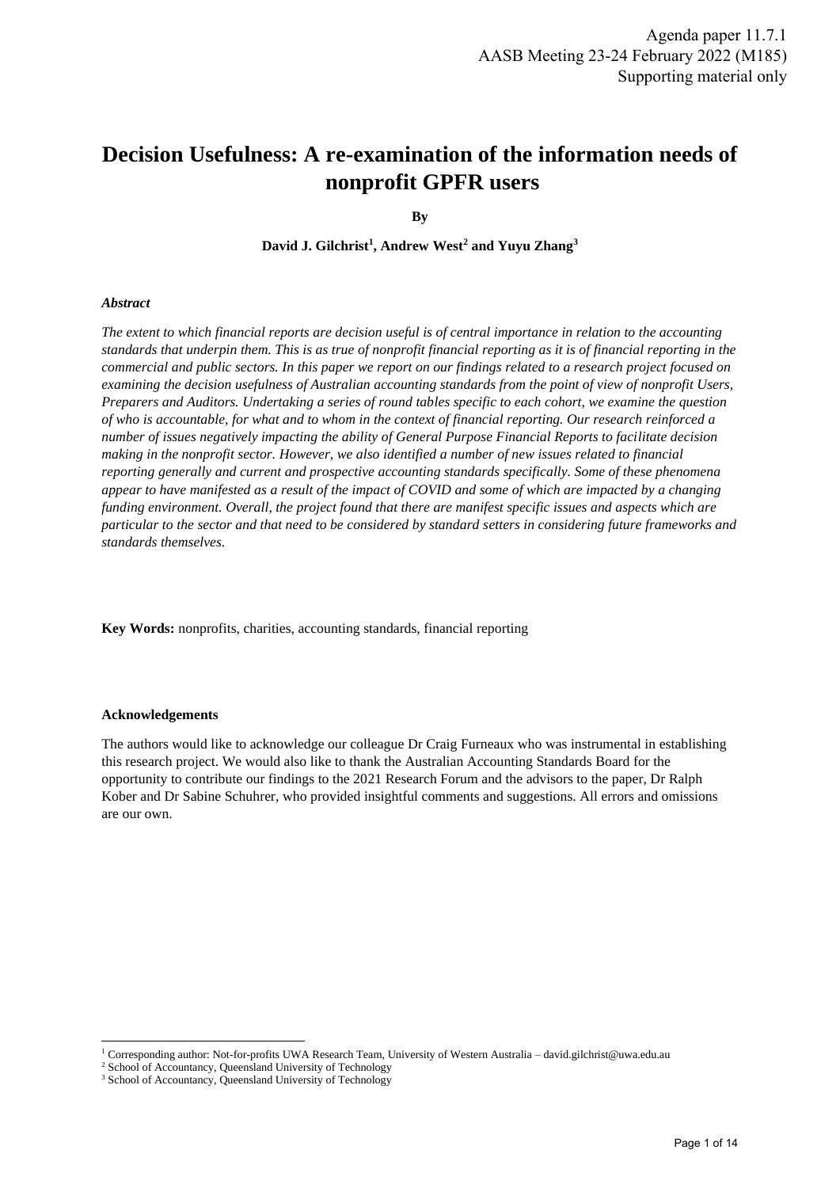Agenda paper 11.7.1
AASB Meeting 23-24 February 2022 (M185)
Supporting material only

# Decision Usefulness: A re-examination of the information needs of nonprofit GPFR users

**By**

**David J. Gilchrist[1], Andrew West[2] and Yuyu Zhang[3]**

***Abstract***

*The extent to which financial reports are decision useful is of central importance in relation to the accounting standards that underpin them. This is as true of nonprofit financial reporting as it is of financial reporting in the commercial and public sectors. In this paper we report on our findings related to a research project focused on examining the decision usefulness of Australian accounting standards from the point of view of nonprofit Users, Preparers and Auditors. Undertaking a series of round tables specific to each cohort, we examine the question of who is accountable, for what and to whom in the context of financial reporting. Our research reinforced a number of issues negatively impacting the ability of General Purpose Financial Reports to facilitate decision making in the nonprofit sector. However, we also identified a number of new issues related to financial reporting generally and current and prospective accounting standards specifically. Some of these phenomena appear to have manifested as a result of the impact of COVID and some of which are impacted by a changing funding environment. Overall, the project found that there are manifest specific issues and aspects which are particular to the sector and that need to be considered by standard setters in considering future frameworks and standards themselves.*

**Key Words:** nonprofits, charities, accounting standards, financial reporting

**Acknowledgements**

The authors would like to acknowledge our colleague Dr Craig Furneaux who was instrumental in establishing this research project. We would also like to thank the Australian Accounting Standards Board for the opportunity to contribute our findings to the 2021 Research Forum and the advisors to the paper, Dr Ralph Kober and Dr Sabine Schuhrer, who provided insightful comments and suggestions. All errors and omissions are our own.

[1] Corresponding author: Not-for-profits UWA Research Team, University of Western Australia – david.gilchrist@uwa.edu.au

[2] School of Accountancy, Queensland University of Technology

[3] School of Accountancy, Queensland University of Technology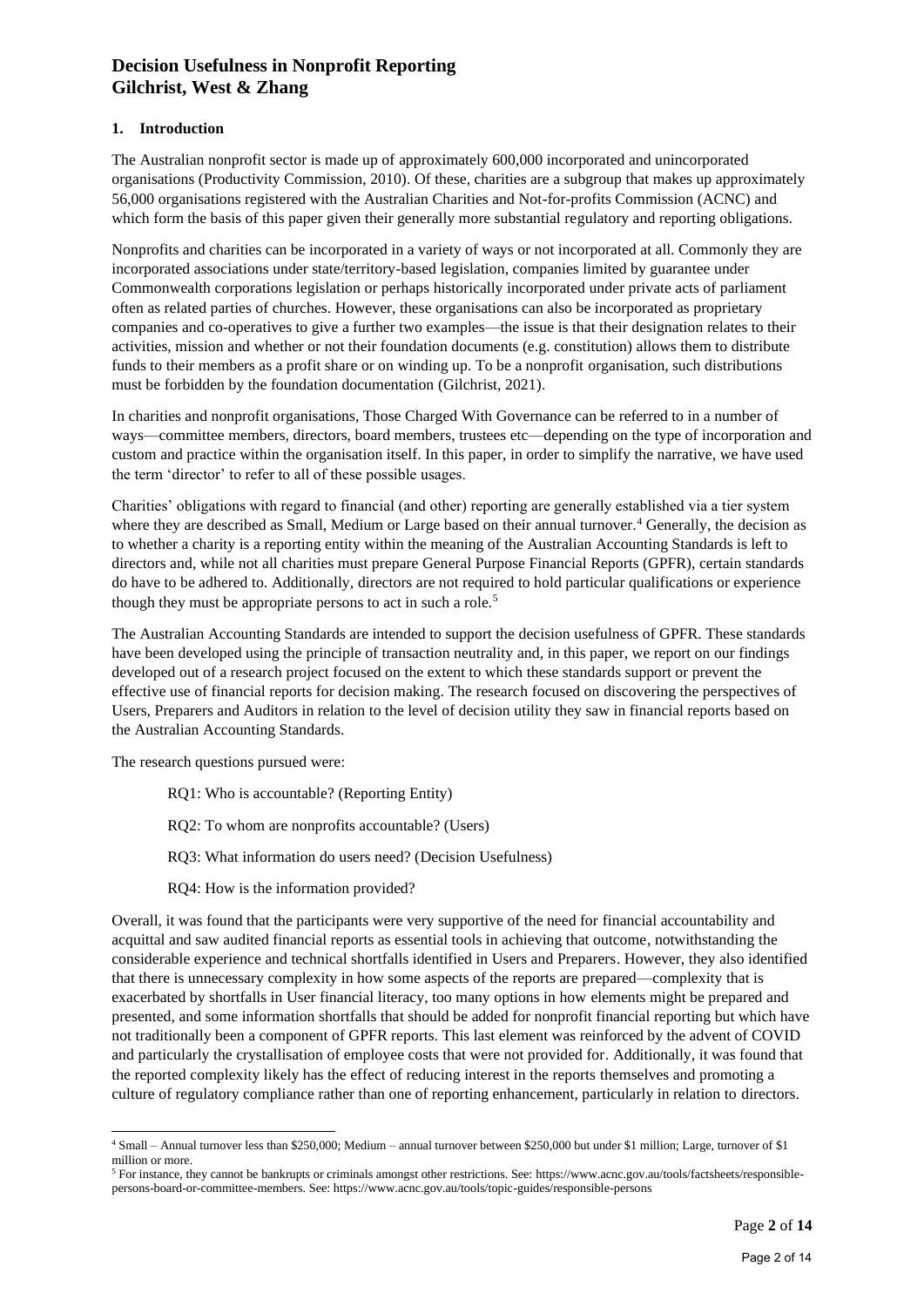## 1. Introduction

The Australian nonprofit sector is made up of approximately 600,000 incorporated and unincorporated organisations (Productivity Commission, 2010). Of these, charities are a subgroup that makes up approximately 56,000 organisations registered with the Australian Charities and Not-for-profits Commission (ACNC) and which form the basis of this paper given their generally more substantial regulatory and reporting obligations.

Nonprofits and charities can be incorporated in a variety of ways or not incorporated at all. Commonly they are incorporated associations under state/territory-based legislation, companies limited by guarantee under Commonwealth corporations legislation or perhaps historically incorporated under private acts of parliament often as related parties of churches. However, these organisations can also be incorporated as proprietary companies and co-operatives to give a further two examples—the issue is that their designation relates to their activities, mission and whether or not their foundation documents (e.g. constitution) allows them to distribute funds to their members as a profit share or on winding up. To be a nonprofit organisation, such distributions must be forbidden by the foundation documentation (Gilchrist, 2021).

In charities and nonprofit organisations, Those Charged With Governance can be referred to in a number of ways—committee members, directors, board members, trustees etc—depending on the type of incorporation and custom and practice within the organisation itself. In this paper, in order to simplify the narrative, we have used the term 'director' to refer to all of these possible usages.

Charities' obligations with regard to financial (and other) reporting are generally established via a tier system where they are described as Small, Medium or Large based on their annual turnover.[4] Generally, the decision as to whether a charity is a reporting entity within the meaning of the Australian Accounting Standards is left to directors and, while not all charities must prepare General Purpose Financial Reports (GPFR), certain standards do have to be adhered to. Additionally, directors are not required to hold particular qualifications or experience though they must be appropriate persons to act in such a role.[5]

The Australian Accounting Standards are intended to support the decision usefulness of GPFR. These standards have been developed using the principle of transaction neutrality and, in this paper, we report on our findings developed out of a research project focused on the extent to which these standards support or prevent the effective use of financial reports for decision making. The research focused on discovering the perspectives of Users, Preparers and Auditors in relation to the level of decision utility they saw in financial reports based on the Australian Accounting Standards.

The research questions pursued were:

RQ1: Who is accountable? (Reporting Entity)

RQ2: To whom are nonprofits accountable? (Users)

RQ3: What information do users need? (Decision Usefulness)

RQ4: How is the information provided?

Overall, it was found that the participants were very supportive of the need for financial accountability and acquittal and saw audited financial reports as essential tools in achieving that outcome, notwithstanding the considerable experience and technical shortfalls identified in Users and Preparers. However, they also identified that there is unnecessary complexity in how some aspects of the reports are prepared—complexity that is exacerbated by shortfalls in User financial literacy, too many options in how elements might be prepared and presented, and some information shortfalls that should be added for nonprofit financial reporting but which have not traditionally been a component of GPFR reports. This last element was reinforced by the advent of COVID and particularly the crystallisation of employee costs that were not provided for. Additionally, it was found that the reported complexity likely has the effect of reducing interest in the reports themselves and promoting a culture of regulatory compliance rather than one of reporting enhancement, particularly in relation to directors.

---

[4] Small – Annual turnover less than $250,000; Medium – annual turnover between $250,000 but under $1 million; Large, turnover of $1 million or more.

[5] For instance, they cannot be bankrupts or criminals amongst other restrictions. See: https://www.acnc.gov.au/tools/factsheets/responsible-persons-board-or-committee-members. See: https://www.acnc.gov.au/tools/topic-guides/responsible-persons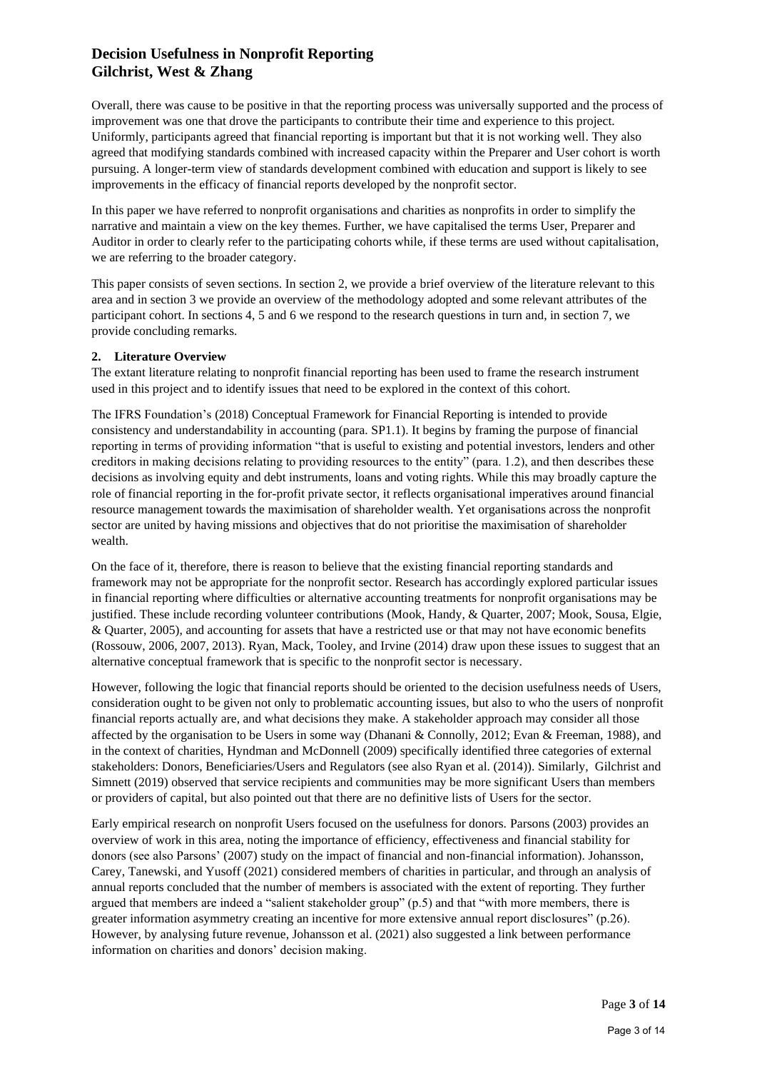Overall, there was cause to be positive in that the reporting process was universally supported and the process of improvement was one that drove the participants to contribute their time and experience to this project. Uniformly, participants agreed that financial reporting is important but that it is not working well. They also agreed that modifying standards combined with increased capacity within the Preparer and User cohort is worth pursuing. A longer-term view of standards development combined with education and support is likely to see improvements in the efficacy of financial reports developed by the nonprofit sector.

In this paper we have referred to nonprofit organisations and charities as nonprofits in order to simplify the narrative and maintain a view on the key themes. Further, we have capitalised the terms User, Preparer and Auditor in order to clearly refer to the participating cohorts while, if these terms are used without capitalisation, we are referring to the broader category.

This paper consists of seven sections. In section 2, we provide a brief overview of the literature relevant to this area and in section 3 we provide an overview of the methodology adopted and some relevant attributes of the participant cohort. In sections 4, 5 and 6 we respond to the research questions in turn and, in section 7, we provide concluding remarks.

## 2. Literature Overview

The extant literature relating to nonprofit financial reporting has been used to frame the research instrument used in this project and to identify issues that need to be explored in the context of this cohort.

The IFRS Foundation's (2018) Conceptual Framework for Financial Reporting is intended to provide consistency and understandability in accounting (para. SP1.1). It begins by framing the purpose of financial reporting in terms of providing information "that is useful to existing and potential investors, lenders and other creditors in making decisions relating to providing resources to the entity" (para. 1.2), and then describes these decisions as involving equity and debt instruments, loans and voting rights. While this may broadly capture the role of financial reporting in the for-profit private sector, it reflects organisational imperatives around financial resource management towards the maximisation of shareholder wealth. Yet organisations across the nonprofit sector are united by having missions and objectives that do not prioritise the maximisation of shareholder wealth.

On the face of it, therefore, there is reason to believe that the existing financial reporting standards and framework may not be appropriate for the nonprofit sector. Research has accordingly explored particular issues in financial reporting where difficulties or alternative accounting treatments for nonprofit organisations may be justified. These include recording volunteer contributions (Mook, Handy, & Quarter, 2007; Mook, Sousa, Elgie, & Quarter, 2005), and accounting for assets that have a restricted use or that may not have economic benefits (Rossouw, 2006, 2007, 2013). Ryan, Mack, Tooley, and Irvine (2014) draw upon these issues to suggest that an alternative conceptual framework that is specific to the nonprofit sector is necessary.

However, following the logic that financial reports should be oriented to the decision usefulness needs of Users, consideration ought to be given not only to problematic accounting issues, but also to who the users of nonprofit financial reports actually are, and what decisions they make. A stakeholder approach may consider all those affected by the organisation to be Users in some way (Dhanani & Connolly, 2012; Evan & Freeman, 1988), and in the context of charities, Hyndman and McDonnell (2009) specifically identified three categories of external stakeholders: Donors, Beneficiaries/Users and Regulators (see also Ryan et al. (2014)). Similarly, Gilchrist and Simnett (2019) observed that service recipients and communities may be more significant Users than members or providers of capital, but also pointed out that there are no definitive lists of Users for the sector.

Early empirical research on nonprofit Users focused on the usefulness for donors. Parsons (2003) provides an overview of work in this area, noting the importance of efficiency, effectiveness and financial stability for donors (see also Parsons' (2007) study on the impact of financial and non-financial information). Johansson, Carey, Tanewski, and Yusoff (2021) considered members of charities in particular, and through an analysis of annual reports concluded that the number of members is associated with the extent of reporting. They further argued that members are indeed a "salient stakeholder group" (p.5) and that "with more members, there is greater information asymmetry creating an incentive for more extensive annual report disclosures" (p.26). However, by analysing future revenue, Johansson et al. (2021) also suggested a link between performance information on charities and donors' decision making.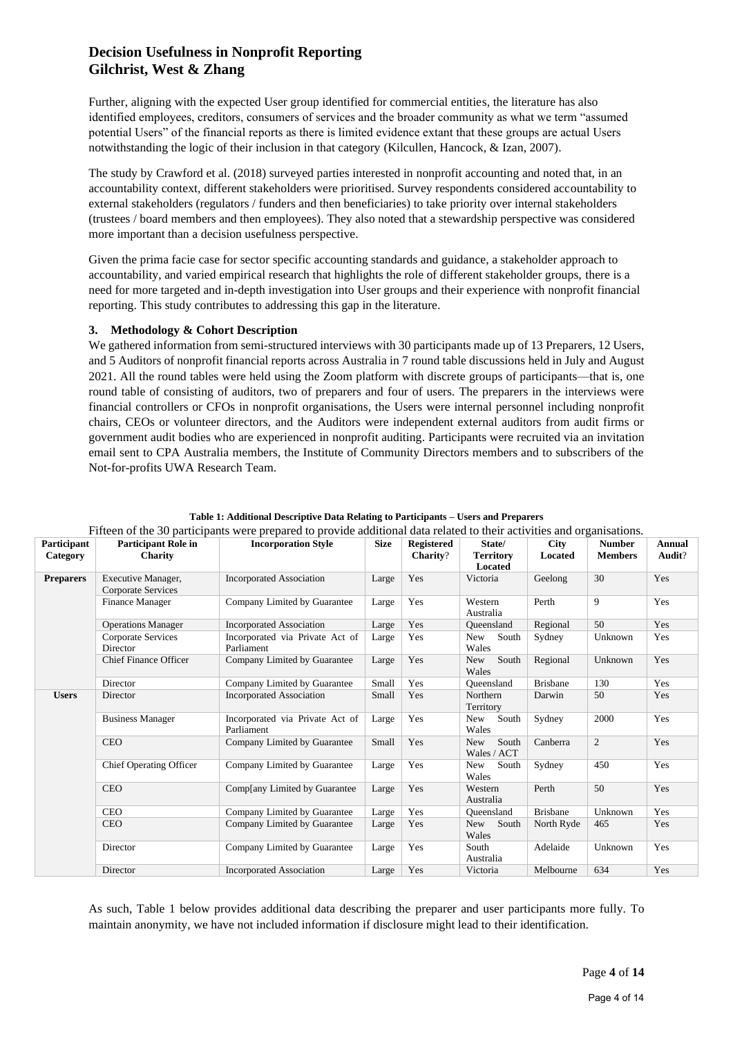Further, aligning with the expected User group identified for commercial entities, the literature has also identified employees, creditors, consumers of services and the broader community as what we term "assumed potential Users" of the financial reports as there is limited evidence extant that these groups are actual Users notwithstanding the logic of their inclusion in that category (Kilcullen, Hancock, & Izan, 2007).

The study by Crawford et al. (2018) surveyed parties interested in nonprofit accounting and noted that, in an accountability context, different stakeholders were prioritised. Survey respondents considered accountability to external stakeholders (regulators / funders and then beneficiaries) to take priority over internal stakeholders (trustees / board members and then employees). They also noted that a stewardship perspective was considered more important than a decision usefulness perspective.

Given the prima facie case for sector specific accounting standards and guidance, a stakeholder approach to accountability, and varied empirical research that highlights the role of different stakeholder groups, there is a need for more targeted and in-depth investigation into User groups and their experience with nonprofit financial reporting. This study contributes to addressing this gap in the literature.

### 3. Methodology & Cohort Description

We gathered information from semi-structured interviews with 30 participants made up of 13 Preparers, 12 Users, and 5 Auditors of nonprofit financial reports across Australia in 7 round table discussions held in July and August 2021. All the round tables were held using the Zoom platform with discrete groups of participants—that is, one round table of consisting of auditors, two of preparers and four of users. The preparers in the interviews were financial controllers or CFOs in nonprofit organisations, the Users were internal personnel including nonprofit chairs, CEOs or volunteer directors, and the Auditors were independent external auditors from audit firms or government audit bodies who are experienced in nonprofit auditing. Participants were recruited via an invitation email sent to CPA Australia members, the Institute of Community Directors members and to subscribers of the Not-for-profits UWA Research Team.

**Table 1: Additional Descriptive Data Relating to Participants – Users and Preparers**

Fifteen of the 30 participants were prepared to provide additional data related to their activities and organisations.

| Participant Category | Participant Role in Charity | Incorporation Style | Size | Registered Charity? | State/ Territory Located | City Located | Number Members | Annual Audit? |
|---|---|---|---|---|---|---|---|---|
| **Preparers** | Executive Manager, Corporate Services | Incorporated Association | Large | Yes | Victoria | Geelong | 30 | Yes |
| | Finance Manager | Company Limited by Guarantee | Large | Yes | Western Australia | Perth | 9 | Yes |
| | Operations Manager | Incorporated Association | Large | Yes | Queensland | Regional | 50 | Yes |
| | Corporate Services Director | Incorporated via Private Act of Parliament | Large | Yes | New South Wales | Sydney | Unknown | Yes |
| | Chief Finance Officer | Company Limited by Guarantee | Large | Yes | New South Wales | Regional | Unknown | Yes |
| | Director | Company Limited by Guarantee | Small | Yes | Queensland | Brisbane | 130 | Yes |
| **Users** | Director | Incorporated Association | Small | Yes | Northern Territory | Darwin | 50 | Yes |
| | Business Manager | Incorporated via Private Act of Parliament | Large | Yes | New South Wales | Sydney | 2000 | Yes |
| | CEO | Company Limited by Guarantee | Small | Yes | New South Wales / ACT | Canberra | 2 | Yes |
| | Chief Operating Officer | Company Limited by Guarantee | Large | Yes | New South Wales | Sydney | 450 | Yes |
| | CEO | Comp[any Limited by Guarantee | Large | Yes | Western Australia | Perth | 50 | Yes |
| | CEO | Company Limited by Guarantee | Large | Yes | Queensland | Brisbane | Unknown | Yes |
| | CEO | Company Limited by Guarantee | Large | Yes | New South Wales | North Ryde | 465 | Yes |
| | Director | Company Limited by Guarantee | Large | Yes | South Australia | Adelaide | Unknown | Yes |
| | Director | Incorporated Association | Large | Yes | Victoria | Melbourne | 634 | Yes |

As such, Table 1 below provides additional data describing the preparer and user participants more fully. To maintain anonymity, we have not included information if disclosure might lead to their identification.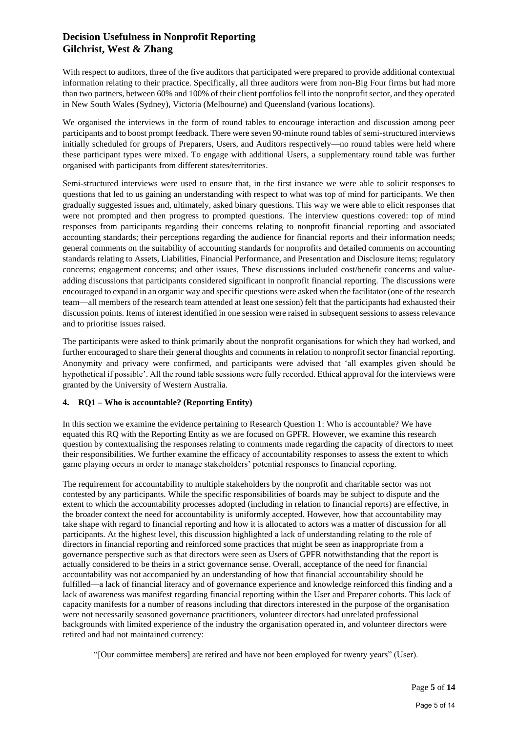With respect to auditors, three of the five auditors that participated were prepared to provide additional contextual information relating to their practice. Specifically, all three auditors were from non-Big Four firms but had more than two partners, between 60% and 100% of their client portfolios fell into the nonprofit sector, and they operated in New South Wales (Sydney), Victoria (Melbourne) and Queensland (various locations).

We organised the interviews in the form of round tables to encourage interaction and discussion among peer participants and to boost prompt feedback. There were seven 90-minute round tables of semi-structured interviews initially scheduled for groups of Preparers, Users, and Auditors respectively—no round tables were held where these participant types were mixed. To engage with additional Users, a supplementary round table was further organised with participants from different states/territories.

Semi-structured interviews were used to ensure that, in the first instance we were able to solicit responses to questions that led to us gaining an understanding with respect to what was top of mind for participants. We then gradually suggested issues and, ultimately, asked binary questions. This way we were able to elicit responses that were not prompted and then progress to prompted questions. The interview questions covered: top of mind responses from participants regarding their concerns relating to nonprofit financial reporting and associated accounting standards; their perceptions regarding the audience for financial reports and their information needs; general comments on the suitability of accounting standards for nonprofits and detailed comments on accounting standards relating to Assets, Liabilities, Financial Performance, and Presentation and Disclosure items; regulatory concerns; engagement concerns; and other issues, These discussions included cost/benefit concerns and value-adding discussions that participants considered significant in nonprofit financial reporting. The discussions were encouraged to expand in an organic way and specific questions were asked when the facilitator (one of the research team—all members of the research team attended at least one session) felt that the participants had exhausted their discussion points. Items of interest identified in one session were raised in subsequent sessions to assess relevance and to prioritise issues raised.

The participants were asked to think primarily about the nonprofit organisations for which they had worked, and further encouraged to share their general thoughts and comments in relation to nonprofit sector financial reporting. Anonymity and privacy were confirmed, and participants were advised that 'all examples given should be hypothetical if possible'. All the round table sessions were fully recorded. Ethical approval for the interviews were granted by the University of Western Australia.

## 4. RQ1 – Who is accountable? (Reporting Entity)

In this section we examine the evidence pertaining to Research Question 1: Who is accountable? We have equated this RQ with the Reporting Entity as we are focused on GPFR. However, we examine this research question by contextualising the responses relating to comments made regarding the capacity of directors to meet their responsibilities. We further examine the efficacy of accountability responses to assess the extent to which game playing occurs in order to manage stakeholders' potential responses to financial reporting.

The requirement for accountability to multiple stakeholders by the nonprofit and charitable sector was not contested by any participants. While the specific responsibilities of boards may be subject to dispute and the extent to which the accountability processes adopted (including in relation to financial reports) are effective, in the broader context the need for accountability is uniformly accepted. However, how that accountability may take shape with regard to financial reporting and how it is allocated to actors was a matter of discussion for all participants. At the highest level, this discussion highlighted a lack of understanding relating to the role of directors in financial reporting and reinforced some practices that might be seen as inappropriate from a governance perspective such as that directors were seen as Users of GPFR notwithstanding that the report is actually considered to be theirs in a strict governance sense. Overall, acceptance of the need for financial accountability was not accompanied by an understanding of how that financial accountability should be fulfilled—a lack of financial literacy and of governance experience and knowledge reinforced this finding and a lack of awareness was manifest regarding financial reporting within the User and Preparer cohorts. This lack of capacity manifests for a number of reasons including that directors interested in the purpose of the organisation were not necessarily seasoned governance practitioners, volunteer directors had unrelated professional backgrounds with limited experience of the industry the organisation operated in, and volunteer directors were retired and had not maintained currency:

> "[Our committee members] are retired and have not been employed for twenty years" (User).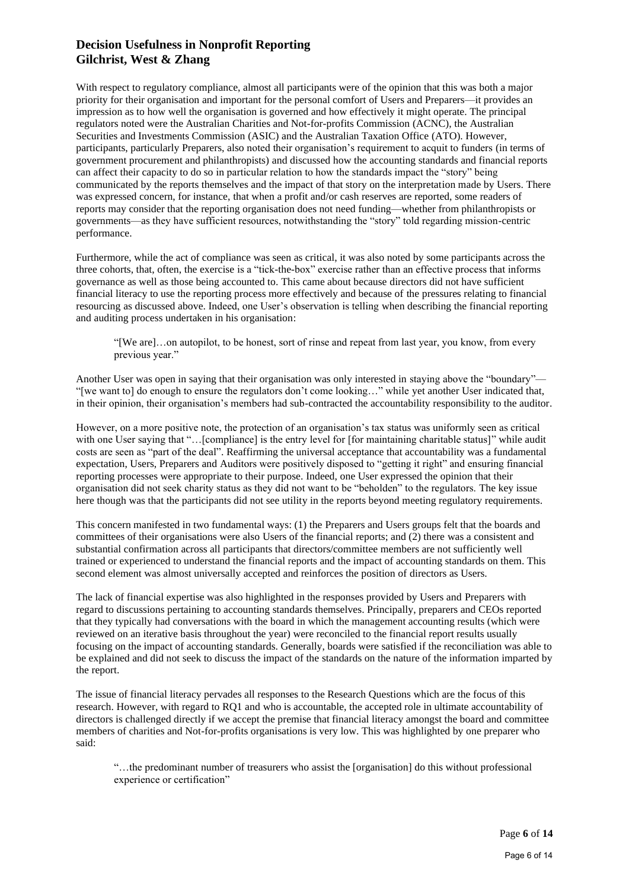With respect to regulatory compliance, almost all participants were of the opinion that this was both a major priority for their organisation and important for the personal comfort of Users and Preparers—it provides an impression as to how well the organisation is governed and how effectively it might operate. The principal regulators noted were the Australian Charities and Not-for-profits Commission (ACNC), the Australian Securities and Investments Commission (ASIC) and the Australian Taxation Office (ATO). However, participants, particularly Preparers, also noted their organisation's requirement to acquit to funders (in terms of government procurement and philanthropists) and discussed how the accounting standards and financial reports can affect their capacity to do so in particular relation to how the standards impact the "story" being communicated by the reports themselves and the impact of that story on the interpretation made by Users. There was expressed concern, for instance, that when a profit and/or cash reserves are reported, some readers of reports may consider that the reporting organisation does not need funding—whether from philanthropists or governments—as they have sufficient resources, notwithstanding the "story" told regarding mission-centric performance.

Furthermore, while the act of compliance was seen as critical, it was also noted by some participants across the three cohorts, that, often, the exercise is a "tick-the-box" exercise rather than an effective process that informs governance as well as those being accounted to. This came about because directors did not have sufficient financial literacy to use the reporting process more effectively and because of the pressures relating to financial resourcing as discussed above. Indeed, one User's observation is telling when describing the financial reporting and auditing process undertaken in his organisation:

> "[We are]…on autopilot, to be honest, sort of rinse and repeat from last year, you know, from every previous year."

Another User was open in saying that their organisation was only interested in staying above the "boundary"—"[we want to] do enough to ensure the regulators don't come looking…" while yet another User indicated that, in their opinion, their organisation's members had sub-contracted the accountability responsibility to the auditor.

However, on a more positive note, the protection of an organisation's tax status was uniformly seen as critical with one User saying that "…[compliance] is the entry level for [for maintaining charitable status]" while audit costs are seen as "part of the deal". Reaffirming the universal acceptance that accountability was a fundamental expectation, Users, Preparers and Auditors were positively disposed to "getting it right" and ensuring financial reporting processes were appropriate to their purpose. Indeed, one User expressed the opinion that their organisation did not seek charity status as they did not want to be "beholden" to the regulators. The key issue here though was that the participants did not see utility in the reports beyond meeting regulatory requirements.

This concern manifested in two fundamental ways: (1) the Preparers and Users groups felt that the boards and committees of their organisations were also Users of the financial reports; and (2) there was a consistent and substantial confirmation across all participants that directors/committee members are not sufficiently well trained or experienced to understand the financial reports and the impact of accounting standards on them. This second element was almost universally accepted and reinforces the position of directors as Users.

The lack of financial expertise was also highlighted in the responses provided by Users and Preparers with regard to discussions pertaining to accounting standards themselves. Principally, preparers and CEOs reported that they typically had conversations with the board in which the management accounting results (which were reviewed on an iterative basis throughout the year) were reconciled to the financial report results usually focusing on the impact of accounting standards. Generally, boards were satisfied if the reconciliation was able to be explained and did not seek to discuss the impact of the standards on the nature of the information imparted by the report.

The issue of financial literacy pervades all responses to the Research Questions which are the focus of this research. However, with regard to RQ1 and who is accountable, the accepted role in ultimate accountability of directors is challenged directly if we accept the premise that financial literacy amongst the board and committee members of charities and Not-for-profits organisations is very low. This was highlighted by one preparer who said:

> "…the predominant number of treasurers who assist the [organisation] do this without professional experience or certification"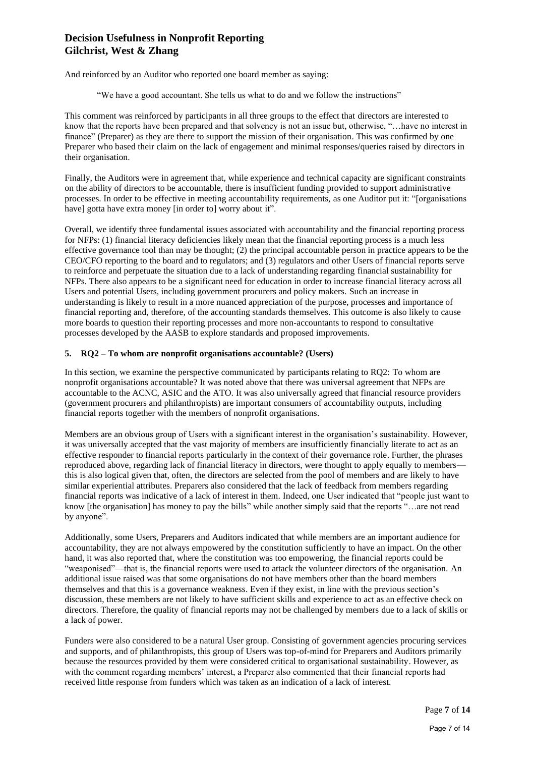And reinforced by an Auditor who reported one board member as saying:

> "We have a good accountant. She tells us what to do and we follow the instructions"

This comment was reinforced by participants in all three groups to the effect that directors are interested to know that the reports have been prepared and that solvency is not an issue but, otherwise, "…have no interest in finance" (Preparer) as they are there to support the mission of their organisation. This was confirmed by one Preparer who based their claim on the lack of engagement and minimal responses/queries raised by directors in their organisation.

Finally, the Auditors were in agreement that, while experience and technical capacity are significant constraints on the ability of directors to be accountable, there is insufficient funding provided to support administrative processes. In order to be effective in meeting accountability requirements, as one Auditor put it: "[organisations have] gotta have extra money [in order to] worry about it".

Overall, we identify three fundamental issues associated with accountability and the financial reporting process for NFPs: (1) financial literacy deficiencies likely mean that the financial reporting process is a much less effective governance tool than may be thought; (2) the principal accountable person in practice appears to be the CEO/CFO reporting to the board and to regulators; and (3) regulators and other Users of financial reports serve to reinforce and perpetuate the situation due to a lack of understanding regarding financial sustainability for NFPs. There also appears to be a significant need for education in order to increase financial literacy across all Users and potential Users, including government procurers and policy makers. Such an increase in understanding is likely to result in a more nuanced appreciation of the purpose, processes and importance of financial reporting and, therefore, of the accounting standards themselves. This outcome is also likely to cause more boards to question their reporting processes and more non-accountants to respond to consultative processes developed by the AASB to explore standards and proposed improvements.

## 5. RQ2 – To whom are nonprofit organisations accountable? (Users)

In this section, we examine the perspective communicated by participants relating to RQ2: To whom are nonprofit organisations accountable? It was noted above that there was universal agreement that NFPs are accountable to the ACNC, ASIC and the ATO. It was also universally agreed that financial resource providers (government procurers and philanthropists) are important consumers of accountability outputs, including financial reports together with the members of nonprofit organisations.

Members are an obvious group of Users with a significant interest in the organisation's sustainability. However, it was universally accepted that the vast majority of members are insufficiently financially literate to act as an effective responder to financial reports particularly in the context of their governance role. Further, the phrases reproduced above, regarding lack of financial literacy in directors, were thought to apply equally to members—this is also logical given that, often, the directors are selected from the pool of members and are likely to have similar experiential attributes. Preparers also considered that the lack of feedback from members regarding financial reports was indicative of a lack of interest in them. Indeed, one User indicated that "people just want to know [the organisation] has money to pay the bills" while another simply said that the reports "…are not read by anyone".

Additionally, some Users, Preparers and Auditors indicated that while members are an important audience for accountability, they are not always empowered by the constitution sufficiently to have an impact. On the other hand, it was also reported that, where the constitution was too empowering, the financial reports could be "weaponised"—that is, the financial reports were used to attack the volunteer directors of the organisation. An additional issue raised was that some organisations do not have members other than the board members themselves and that this is a governance weakness. Even if they exist, in line with the previous section's discussion, these members are not likely to have sufficient skills and experience to act as an effective check on directors. Therefore, the quality of financial reports may not be challenged by members due to a lack of skills or a lack of power.

Funders were also considered to be a natural User group. Consisting of government agencies procuring services and supports, and of philanthropists, this group of Users was top-of-mind for Preparers and Auditors primarily because the resources provided by them were considered critical to organisational sustainability. However, as with the comment regarding members' interest, a Preparer also commented that their financial reports had received little response from funders which was taken as an indication of a lack of interest.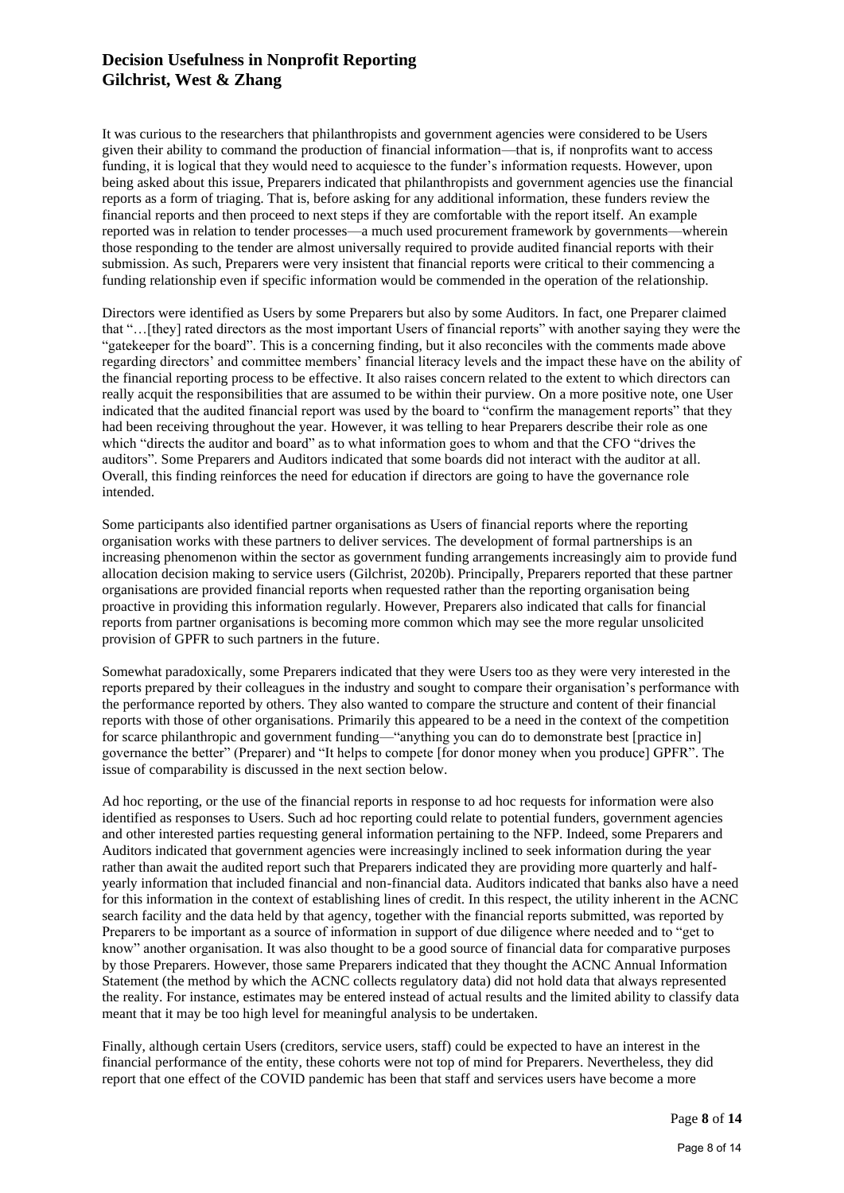It was curious to the researchers that philanthropists and government agencies were considered to be Users given their ability to command the production of financial information—that is, if nonprofits want to access funding, it is logical that they would need to acquiesce to the funder's information requests. However, upon being asked about this issue, Preparers indicated that philanthropists and government agencies use the financial reports as a form of triaging. That is, before asking for any additional information, these funders review the financial reports and then proceed to next steps if they are comfortable with the report itself. An example reported was in relation to tender processes—a much used procurement framework by governments—wherein those responding to the tender are almost universally required to provide audited financial reports with their submission. As such, Preparers were very insistent that financial reports were critical to their commencing a funding relationship even if specific information would be commended in the operation of the relationship.

Directors were identified as Users by some Preparers but also by some Auditors. In fact, one Preparer claimed that "…[they] rated directors as the most important Users of financial reports" with another saying they were the "gatekeeper for the board". This is a concerning finding, but it also reconciles with the comments made above regarding directors' and committee members' financial literacy levels and the impact these have on the ability of the financial reporting process to be effective. It also raises concern related to the extent to which directors can really acquit the responsibilities that are assumed to be within their purview. On a more positive note, one User indicated that the audited financial report was used by the board to "confirm the management reports" that they had been receiving throughout the year. However, it was telling to hear Preparers describe their role as one which "directs the auditor and board" as to what information goes to whom and that the CFO "drives the auditors". Some Preparers and Auditors indicated that some boards did not interact with the auditor at all. Overall, this finding reinforces the need for education if directors are going to have the governance role intended.

Some participants also identified partner organisations as Users of financial reports where the reporting organisation works with these partners to deliver services. The development of formal partnerships is an increasing phenomenon within the sector as government funding arrangements increasingly aim to provide fund allocation decision making to service users (Gilchrist, 2020b). Principally, Preparers reported that these partner organisations are provided financial reports when requested rather than the reporting organisation being proactive in providing this information regularly. However, Preparers also indicated that calls for financial reports from partner organisations is becoming more common which may see the more regular unsolicited provision of GPFR to such partners in the future.

Somewhat paradoxically, some Preparers indicated that they were Users too as they were very interested in the reports prepared by their colleagues in the industry and sought to compare their organisation's performance with the performance reported by others. They also wanted to compare the structure and content of their financial reports with those of other organisations. Primarily this appeared to be a need in the context of the competition for scarce philanthropic and government funding—"anything you can do to demonstrate best [practice in] governance the better" (Preparer) and "It helps to compete [for donor money when you produce] GPFR". The issue of comparability is discussed in the next section below.

Ad hoc reporting, or the use of the financial reports in response to ad hoc requests for information were also identified as responses to Users. Such ad hoc reporting could relate to potential funders, government agencies and other interested parties requesting general information pertaining to the NFP. Indeed, some Preparers and Auditors indicated that government agencies were increasingly inclined to seek information during the year rather than await the audited report such that Preparers indicated they are providing more quarterly and half-yearly information that included financial and non-financial data. Auditors indicated that banks also have a need for this information in the context of establishing lines of credit. In this respect, the utility inherent in the ACNC search facility and the data held by that agency, together with the financial reports submitted, was reported by Preparers to be important as a source of information in support of due diligence where needed and to "get to know" another organisation. It was also thought to be a good source of financial data for comparative purposes by those Preparers. However, those same Preparers indicated that they thought the ACNC Annual Information Statement (the method by which the ACNC collects regulatory data) did not hold data that always represented the reality. For instance, estimates may be entered instead of actual results and the limited ability to classify data meant that it may be too high level for meaningful analysis to be undertaken.

Finally, although certain Users (creditors, service users, staff) could be expected to have an interest in the financial performance of the entity, these cohorts were not top of mind for Preparers. Nevertheless, they did report that one effect of the COVID pandemic has been that staff and services users have become a more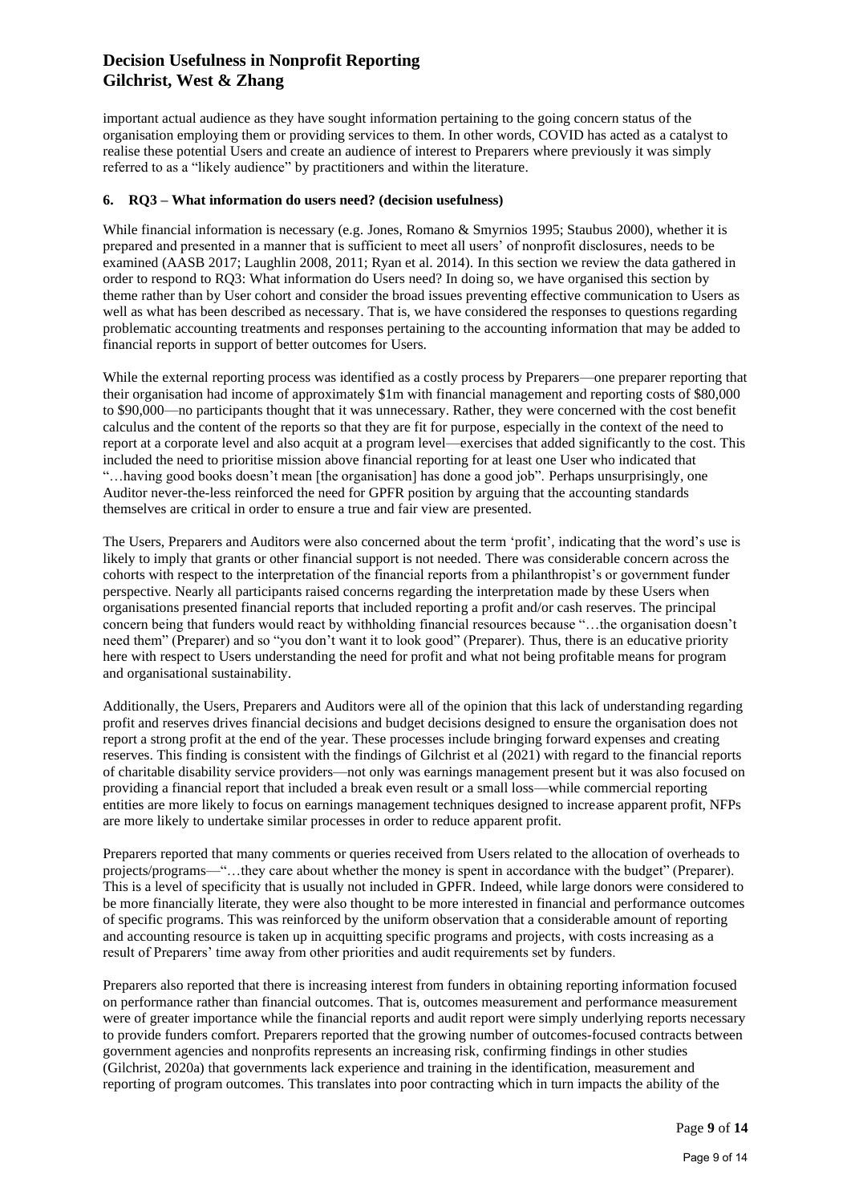important actual audience as they have sought information pertaining to the going concern status of the organisation employing them or providing services to them. In other words, COVID has acted as a catalyst to realise these potential Users and create an audience of interest to Preparers where previously it was simply referred to as a "likely audience" by practitioners and within the literature.

## 6. RQ3 – What information do users need? (decision usefulness)

While financial information is necessary (e.g. Jones, Romano & Smyrnios 1995; Staubus 2000), whether it is prepared and presented in a manner that is sufficient to meet all users' of nonprofit disclosures, needs to be examined (AASB 2017; Laughlin 2008, 2011; Ryan et al. 2014). In this section we review the data gathered in order to respond to RQ3: What information do Users need? In doing so, we have organised this section by theme rather than by User cohort and consider the broad issues preventing effective communication to Users as well as what has been described as necessary. That is, we have considered the responses to questions regarding problematic accounting treatments and responses pertaining to the accounting information that may be added to financial reports in support of better outcomes for Users.

While the external reporting process was identified as a costly process by Preparers—one preparer reporting that their organisation had income of approximately $1m with financial management and reporting costs of $80,000 to $90,000—no participants thought that it was unnecessary. Rather, they were concerned with the cost benefit calculus and the content of the reports so that they are fit for purpose, especially in the context of the need to report at a corporate level and also acquit at a program level—exercises that added significantly to the cost. This included the need to prioritise mission above financial reporting for at least one User who indicated that "…having good books doesn't mean [the organisation] has done a good job". Perhaps unsurprisingly, one Auditor never-the-less reinforced the need for GPFR position by arguing that the accounting standards themselves are critical in order to ensure a true and fair view are presented.

The Users, Preparers and Auditors were also concerned about the term 'profit', indicating that the word's use is likely to imply that grants or other financial support is not needed. There was considerable concern across the cohorts with respect to the interpretation of the financial reports from a philanthropist's or government funder perspective. Nearly all participants raised concerns regarding the interpretation made by these Users when organisations presented financial reports that included reporting a profit and/or cash reserves. The principal concern being that funders would react by withholding financial resources because "…the organisation doesn't need them" (Preparer) and so "you don't want it to look good" (Preparer). Thus, there is an educative priority here with respect to Users understanding the need for profit and what not being profitable means for program and organisational sustainability.

Additionally, the Users, Preparers and Auditors were all of the opinion that this lack of understanding regarding profit and reserves drives financial decisions and budget decisions designed to ensure the organisation does not report a strong profit at the end of the year. These processes include bringing forward expenses and creating reserves. This finding is consistent with the findings of Gilchrist et al (2021) with regard to the financial reports of charitable disability service providers—not only was earnings management present but it was also focused on providing a financial report that included a break even result or a small loss—while commercial reporting entities are more likely to focus on earnings management techniques designed to increase apparent profit, NFPs are more likely to undertake similar processes in order to reduce apparent profit.

Preparers reported that many comments or queries received from Users related to the allocation of overheads to projects/programs—"…they care about whether the money is spent in accordance with the budget" (Preparer). This is a level of specificity that is usually not included in GPFR. Indeed, while large donors were considered to be more financially literate, they were also thought to be more interested in financial and performance outcomes of specific programs. This was reinforced by the uniform observation that a considerable amount of reporting and accounting resource is taken up in acquitting specific programs and projects, with costs increasing as a result of Preparers' time away from other priorities and audit requirements set by funders.

Preparers also reported that there is increasing interest from funders in obtaining reporting information focused on performance rather than financial outcomes. That is, outcomes measurement and performance measurement were of greater importance while the financial reports and audit report were simply underlying reports necessary to provide funders comfort. Preparers reported that the growing number of outcomes-focused contracts between government agencies and nonprofits represents an increasing risk, confirming findings in other studies (Gilchrist, 2020a) that governments lack experience and training in the identification, measurement and reporting of program outcomes. This translates into poor contracting which in turn impacts the ability of the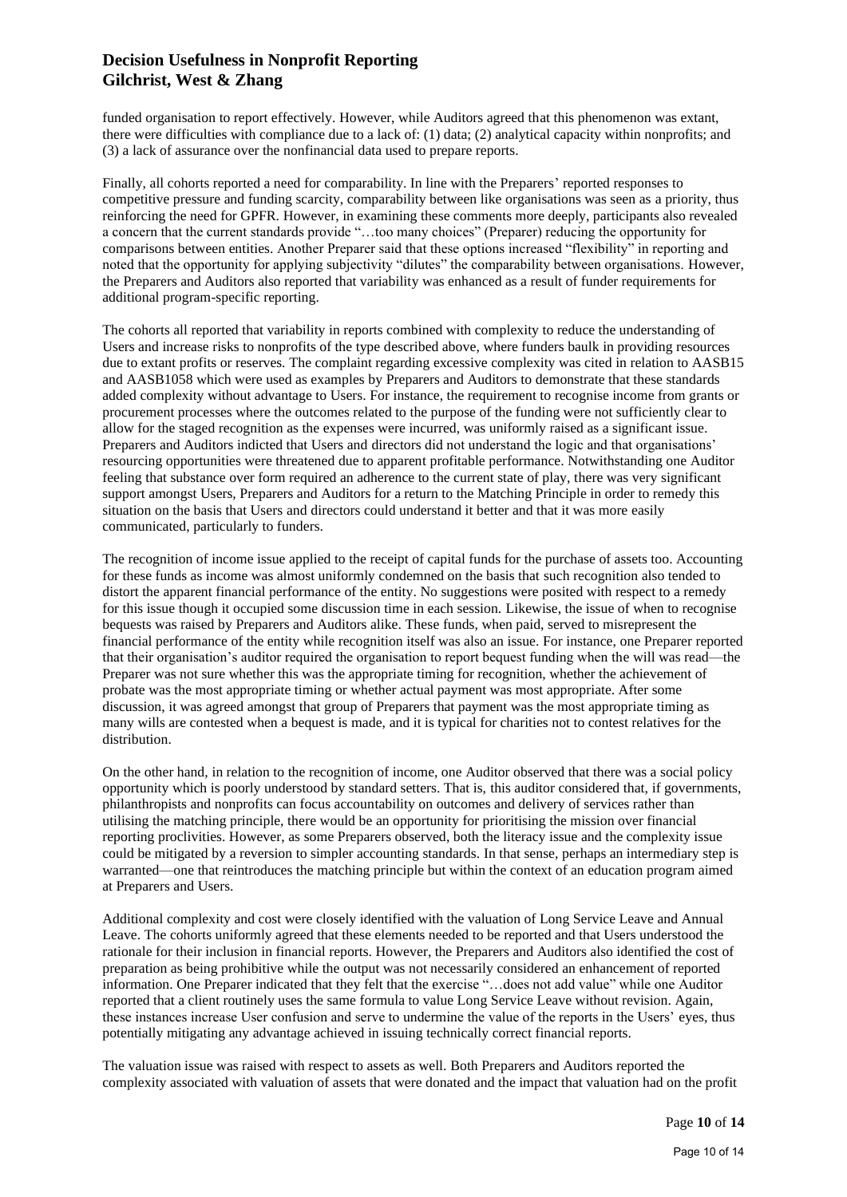funded organisation to report effectively. However, while Auditors agreed that this phenomenon was extant, there were difficulties with compliance due to a lack of: (1) data; (2) analytical capacity within nonprofits; and (3) a lack of assurance over the nonfinancial data used to prepare reports.

Finally, all cohorts reported a need for comparability. In line with the Preparers' reported responses to competitive pressure and funding scarcity, comparability between like organisations was seen as a priority, thus reinforcing the need for GPFR. However, in examining these comments more deeply, participants also revealed a concern that the current standards provide "…too many choices" (Preparer) reducing the opportunity for comparisons between entities. Another Preparer said that these options increased "flexibility" in reporting and noted that the opportunity for applying subjectivity "dilutes" the comparability between organisations. However, the Preparers and Auditors also reported that variability was enhanced as a result of funder requirements for additional program-specific reporting.

The cohorts all reported that variability in reports combined with complexity to reduce the understanding of Users and increase risks to nonprofits of the type described above, where funders baulk in providing resources due to extant profits or reserves. The complaint regarding excessive complexity was cited in relation to AASB15 and AASB1058 which were used as examples by Preparers and Auditors to demonstrate that these standards added complexity without advantage to Users. For instance, the requirement to recognise income from grants or procurement processes where the outcomes related to the purpose of the funding were not sufficiently clear to allow for the staged recognition as the expenses were incurred, was uniformly raised as a significant issue. Preparers and Auditors indicted that Users and directors did not understand the logic and that organisations' resourcing opportunities were threatened due to apparent profitable performance. Notwithstanding one Auditor feeling that substance over form required an adherence to the current state of play, there was very significant support amongst Users, Preparers and Auditors for a return to the Matching Principle in order to remedy this situation on the basis that Users and directors could understand it better and that it was more easily communicated, particularly to funders.

The recognition of income issue applied to the receipt of capital funds for the purchase of assets too. Accounting for these funds as income was almost uniformly condemned on the basis that such recognition also tended to distort the apparent financial performance of the entity. No suggestions were posited with respect to a remedy for this issue though it occupied some discussion time in each session. Likewise, the issue of when to recognise bequests was raised by Preparers and Auditors alike. These funds, when paid, served to misrepresent the financial performance of the entity while recognition itself was also an issue. For instance, one Preparer reported that their organisation's auditor required the organisation to report bequest funding when the will was read—the Preparer was not sure whether this was the appropriate timing for recognition, whether the achievement of probate was the most appropriate timing or whether actual payment was most appropriate. After some discussion, it was agreed amongst that group of Preparers that payment was the most appropriate timing as many wills are contested when a bequest is made, and it is typical for charities not to contest relatives for the distribution.

On the other hand, in relation to the recognition of income, one Auditor observed that there was a social policy opportunity which is poorly understood by standard setters. That is, this auditor considered that, if governments, philanthropists and nonprofits can focus accountability on outcomes and delivery of services rather than utilising the matching principle, there would be an opportunity for prioritising the mission over financial reporting proclivities. However, as some Preparers observed, both the literacy issue and the complexity issue could be mitigated by a reversion to simpler accounting standards. In that sense, perhaps an intermediary step is warranted—one that reintroduces the matching principle but within the context of an education program aimed at Preparers and Users.

Additional complexity and cost were closely identified with the valuation of Long Service Leave and Annual Leave. The cohorts uniformly agreed that these elements needed to be reported and that Users understood the rationale for their inclusion in financial reports. However, the Preparers and Auditors also identified the cost of preparation as being prohibitive while the output was not necessarily considered an enhancement of reported information. One Preparer indicated that they felt that the exercise "…does not add value" while one Auditor reported that a client routinely uses the same formula to value Long Service Leave without revision. Again, these instances increase User confusion and serve to undermine the value of the reports in the Users' eyes, thus potentially mitigating any advantage achieved in issuing technically correct financial reports.

The valuation issue was raised with respect to assets as well. Both Preparers and Auditors reported the complexity associated with valuation of assets that were donated and the impact that valuation had on the profit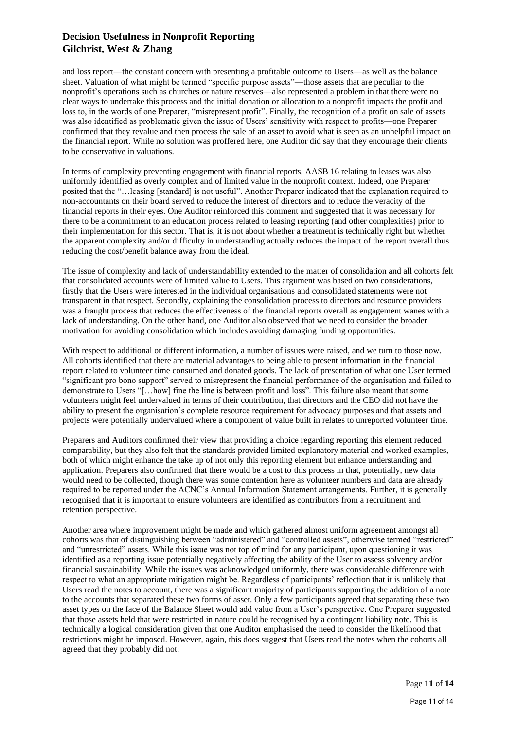and loss report—the constant concern with presenting a profitable outcome to Users—as well as the balance sheet. Valuation of what might be termed "specific purpose assets"—those assets that are peculiar to the nonprofit's operations such as churches or nature reserves—also represented a problem in that there were no clear ways to undertake this process and the initial donation or allocation to a nonprofit impacts the profit and loss to, in the words of one Preparer, "misrepresent profit". Finally, the recognition of a profit on sale of assets was also identified as problematic given the issue of Users' sensitivity with respect to profits—one Preparer confirmed that they revalue and then process the sale of an asset to avoid what is seen as an unhelpful impact on the financial report. While no solution was proffered here, one Auditor did say that they encourage their clients to be conservative in valuations.

In terms of complexity preventing engagement with financial reports, AASB 16 relating to leases was also uniformly identified as overly complex and of limited value in the nonprofit context. Indeed, one Preparer posited that the "…leasing [standard] is not useful". Another Preparer indicated that the explanation required to non-accountants on their board served to reduce the interest of directors and to reduce the veracity of the financial reports in their eyes. One Auditor reinforced this comment and suggested that it was necessary for there to be a commitment to an education process related to leasing reporting (and other complexities) prior to their implementation for this sector. That is, it is not about whether a treatment is technically right but whether the apparent complexity and/or difficulty in understanding actually reduces the impact of the report overall thus reducing the cost/benefit balance away from the ideal.

The issue of complexity and lack of understandability extended to the matter of consolidation and all cohorts felt that consolidated accounts were of limited value to Users. This argument was based on two considerations, firstly that the Users were interested in the individual organisations and consolidated statements were not transparent in that respect. Secondly, explaining the consolidation process to directors and resource providers was a fraught process that reduces the effectiveness of the financial reports overall as engagement wanes with a lack of understanding. On the other hand, one Auditor also observed that we need to consider the broader motivation for avoiding consolidation which includes avoiding damaging funding opportunities.

With respect to additional or different information, a number of issues were raised, and we turn to those now. All cohorts identified that there are material advantages to being able to present information in the financial report related to volunteer time consumed and donated goods. The lack of presentation of what one User termed "significant pro bono support" served to misrepresent the financial performance of the organisation and failed to demonstrate to Users "[…how] fine the line is between profit and loss". This failure also meant that some volunteers might feel undervalued in terms of their contribution, that directors and the CEO did not have the ability to present the organisation's complete resource requirement for advocacy purposes and that assets and projects were potentially undervalued where a component of value built in relates to unreported volunteer time.

Preparers and Auditors confirmed their view that providing a choice regarding reporting this element reduced comparability, but they also felt that the standards provided limited explanatory material and worked examples, both of which might enhance the take up of not only this reporting element but enhance understanding and application. Preparers also confirmed that there would be a cost to this process in that, potentially, new data would need to be collected, though there was some contention here as volunteer numbers and data are already required to be reported under the ACNC's Annual Information Statement arrangements. Further, it is generally recognised that it is important to ensure volunteers are identified as contributors from a recruitment and retention perspective.

Another area where improvement might be made and which gathered almost uniform agreement amongst all cohorts was that of distinguishing between "administered" and "controlled assets", otherwise termed "restricted" and "unrestricted" assets. While this issue was not top of mind for any participant, upon questioning it was identified as a reporting issue potentially negatively affecting the ability of the User to assess solvency and/or financial sustainability. While the issues was acknowledged uniformly, there was considerable difference with respect to what an appropriate mitigation might be. Regardless of participants' reflection that it is unlikely that Users read the notes to account, there was a significant majority of participants supporting the addition of a note to the accounts that separated these two forms of asset. Only a few participants agreed that separating these two asset types on the face of the Balance Sheet would add value from a User's perspective. One Preparer suggested that those assets held that were restricted in nature could be recognised by a contingent liability note. This is technically a logical consideration given that one Auditor emphasised the need to consider the likelihood that restrictions might be imposed. However, again, this does suggest that Users read the notes when the cohorts all agreed that they probably did not.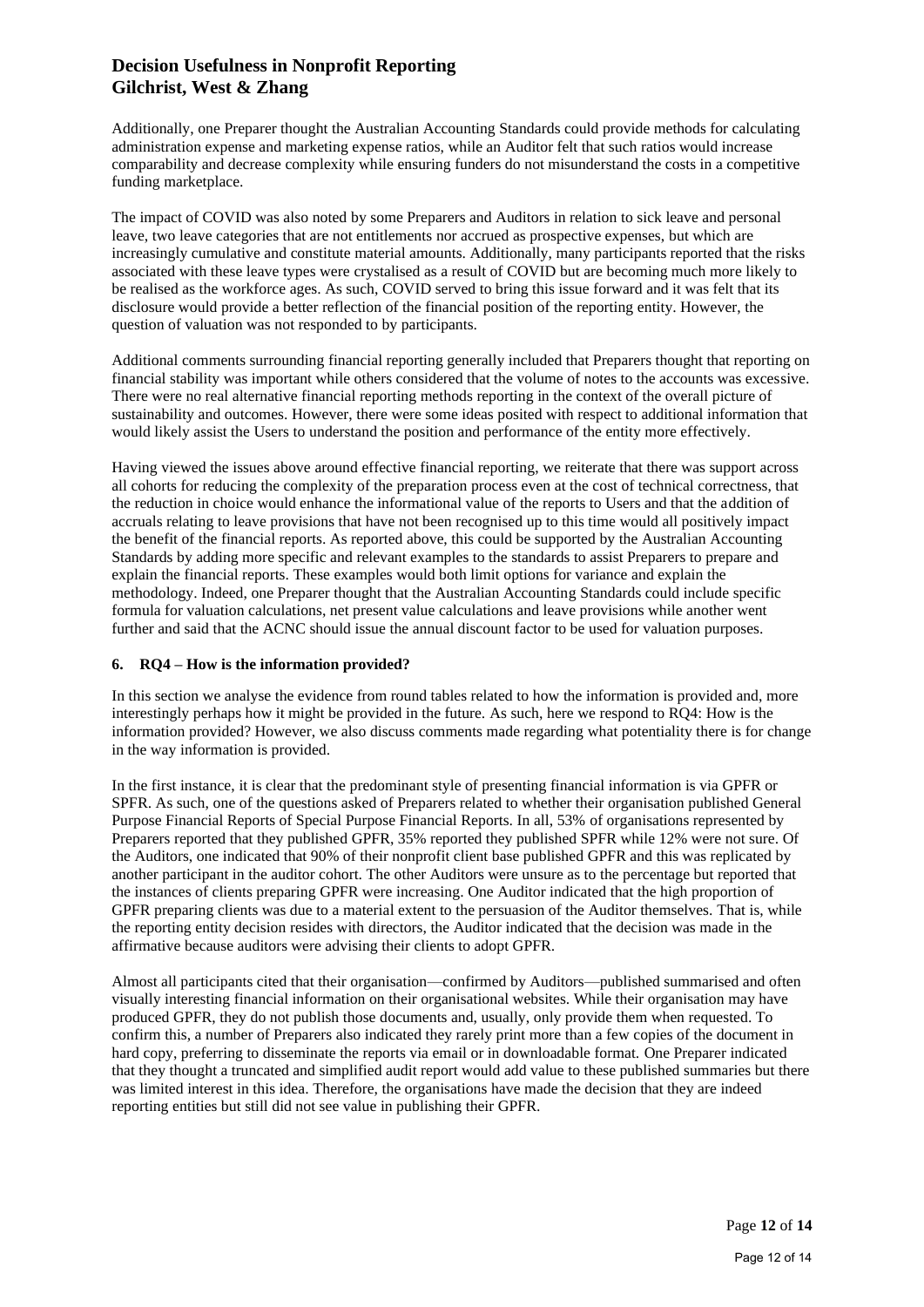Additionally, one Preparer thought the Australian Accounting Standards could provide methods for calculating administration expense and marketing expense ratios, while an Auditor felt that such ratios would increase comparability and decrease complexity while ensuring funders do not misunderstand the costs in a competitive funding marketplace.

The impact of COVID was also noted by some Preparers and Auditors in relation to sick leave and personal leave, two leave categories that are not entitlements nor accrued as prospective expenses, but which are increasingly cumulative and constitute material amounts. Additionally, many participants reported that the risks associated with these leave types were crystalised as a result of COVID but are becoming much more likely to be realised as the workforce ages. As such, COVID served to bring this issue forward and it was felt that its disclosure would provide a better reflection of the financial position of the reporting entity. However, the question of valuation was not responded to by participants.

Additional comments surrounding financial reporting generally included that Preparers thought that reporting on financial stability was important while others considered that the volume of notes to the accounts was excessive. There were no real alternative financial reporting methods reporting in the context of the overall picture of sustainability and outcomes. However, there were some ideas posited with respect to additional information that would likely assist the Users to understand the position and performance of the entity more effectively.

Having viewed the issues above around effective financial reporting, we reiterate that there was support across all cohorts for reducing the complexity of the preparation process even at the cost of technical correctness, that the reduction in choice would enhance the informational value of the reports to Users and that the addition of accruals relating to leave provisions that have not been recognised up to this time would all positively impact the benefit of the financial reports. As reported above, this could be supported by the Australian Accounting Standards by adding more specific and relevant examples to the standards to assist Preparers to prepare and explain the financial reports. These examples would both limit options for variance and explain the methodology. Indeed, one Preparer thought that the Australian Accounting Standards could include specific formula for valuation calculations, net present value calculations and leave provisions while another went further and said that the ACNC should issue the annual discount factor to be used for valuation purposes.

## 6. RQ4 – How is the information provided?

In this section we analyse the evidence from round tables related to how the information is provided and, more interestingly perhaps how it might be provided in the future. As such, here we respond to RQ4: How is the information provided? However, we also discuss comments made regarding what potentiality there is for change in the way information is provided.

In the first instance, it is clear that the predominant style of presenting financial information is via GPFR or SPFR. As such, one of the questions asked of Preparers related to whether their organisation published General Purpose Financial Reports of Special Purpose Financial Reports. In all, 53% of organisations represented by Preparers reported that they published GPFR, 35% reported they published SPFR while 12% were not sure. Of the Auditors, one indicated that 90% of their nonprofit client base published GPFR and this was replicated by another participant in the auditor cohort. The other Auditors were unsure as to the percentage but reported that the instances of clients preparing GPFR were increasing. One Auditor indicated that the high proportion of GPFR preparing clients was due to a material extent to the persuasion of the Auditor themselves. That is, while the reporting entity decision resides with directors, the Auditor indicated that the decision was made in the affirmative because auditors were advising their clients to adopt GPFR.

Almost all participants cited that their organisation—confirmed by Auditors—published summarised and often visually interesting financial information on their organisational websites. While their organisation may have produced GPFR, they do not publish those documents and, usually, only provide them when requested. To confirm this, a number of Preparers also indicated they rarely print more than a few copies of the document in hard copy, preferring to disseminate the reports via email or in downloadable format. One Preparer indicated that they thought a truncated and simplified audit report would add value to these published summaries but there was limited interest in this idea. Therefore, the organisations have made the decision that they are indeed reporting entities but still did not see value in publishing their GPFR.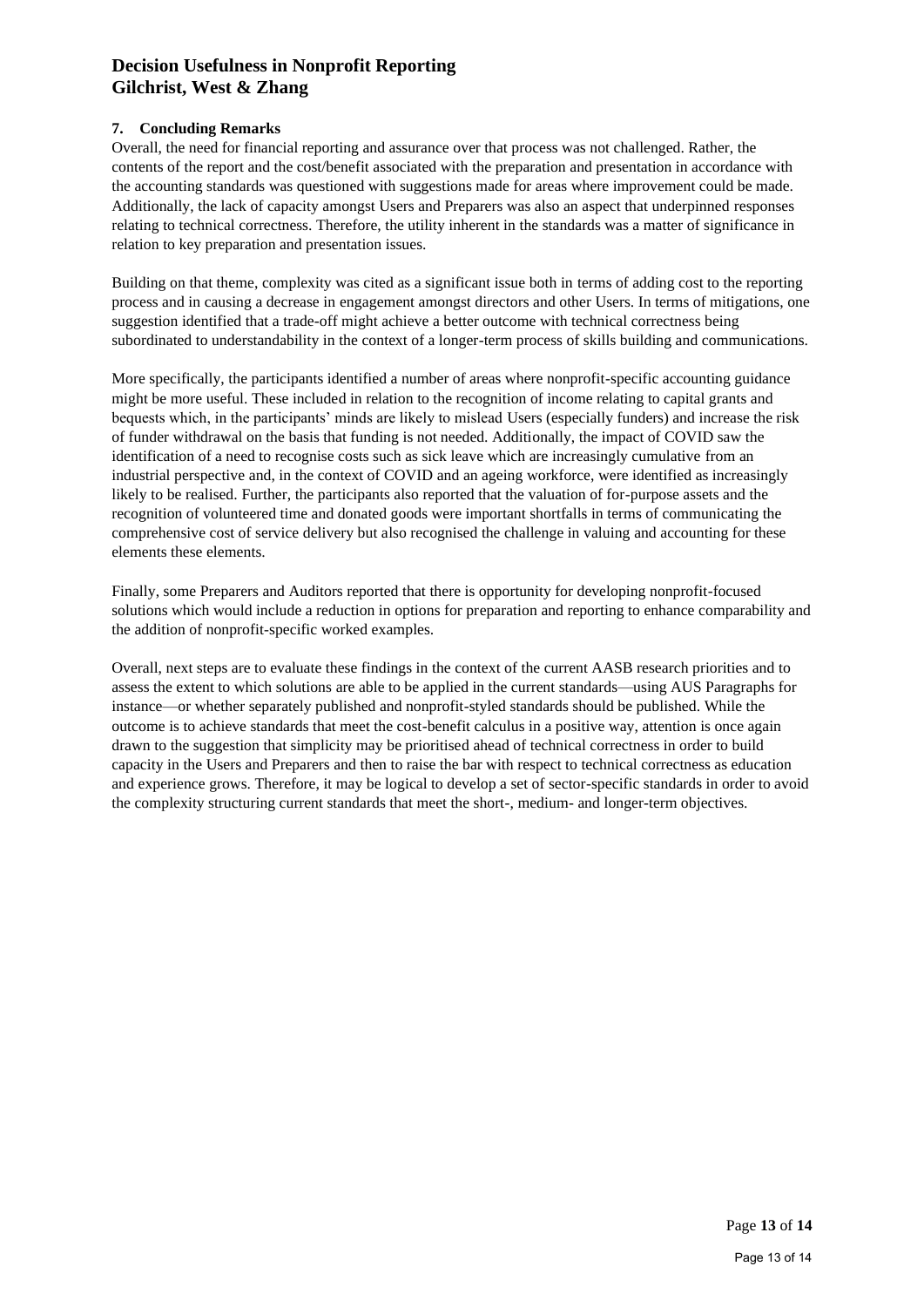## 7. Concluding Remarks

Overall, the need for financial reporting and assurance over that process was not challenged. Rather, the contents of the report and the cost/benefit associated with the preparation and presentation in accordance with the accounting standards was questioned with suggestions made for areas where improvement could be made. Additionally, the lack of capacity amongst Users and Preparers was also an aspect that underpinned responses relating to technical correctness. Therefore, the utility inherent in the standards was a matter of significance in relation to key preparation and presentation issues.

Building on that theme, complexity was cited as a significant issue both in terms of adding cost to the reporting process and in causing a decrease in engagement amongst directors and other Users. In terms of mitigations, one suggestion identified that a trade-off might achieve a better outcome with technical correctness being subordinated to understandability in the context of a longer-term process of skills building and communications.

More specifically, the participants identified a number of areas where nonprofit-specific accounting guidance might be more useful. These included in relation to the recognition of income relating to capital grants and bequests which, in the participants' minds are likely to mislead Users (especially funders) and increase the risk of funder withdrawal on the basis that funding is not needed. Additionally, the impact of COVID saw the identification of a need to recognise costs such as sick leave which are increasingly cumulative from an industrial perspective and, in the context of COVID and an ageing workforce, were identified as increasingly likely to be realised. Further, the participants also reported that the valuation of for-purpose assets and the recognition of volunteered time and donated goods were important shortfalls in terms of communicating the comprehensive cost of service delivery but also recognised the challenge in valuing and accounting for these elements these elements.

Finally, some Preparers and Auditors reported that there is opportunity for developing nonprofit-focused solutions which would include a reduction in options for preparation and reporting to enhance comparability and the addition of nonprofit-specific worked examples.

Overall, next steps are to evaluate these findings in the context of the current AASB research priorities and to assess the extent to which solutions are able to be applied in the current standards—using AUS Paragraphs for instance—or whether separately published and nonprofit-styled standards should be published. While the outcome is to achieve standards that meet the cost-benefit calculus in a positive way, attention is once again drawn to the suggestion that simplicity may be prioritised ahead of technical correctness in order to build capacity in the Users and Preparers and then to raise the bar with respect to technical correctness as education and experience grows. Therefore, it may be logical to develop a set of sector-specific standards in order to avoid the complexity structuring current standards that meet the short-, medium- and longer-term objectives.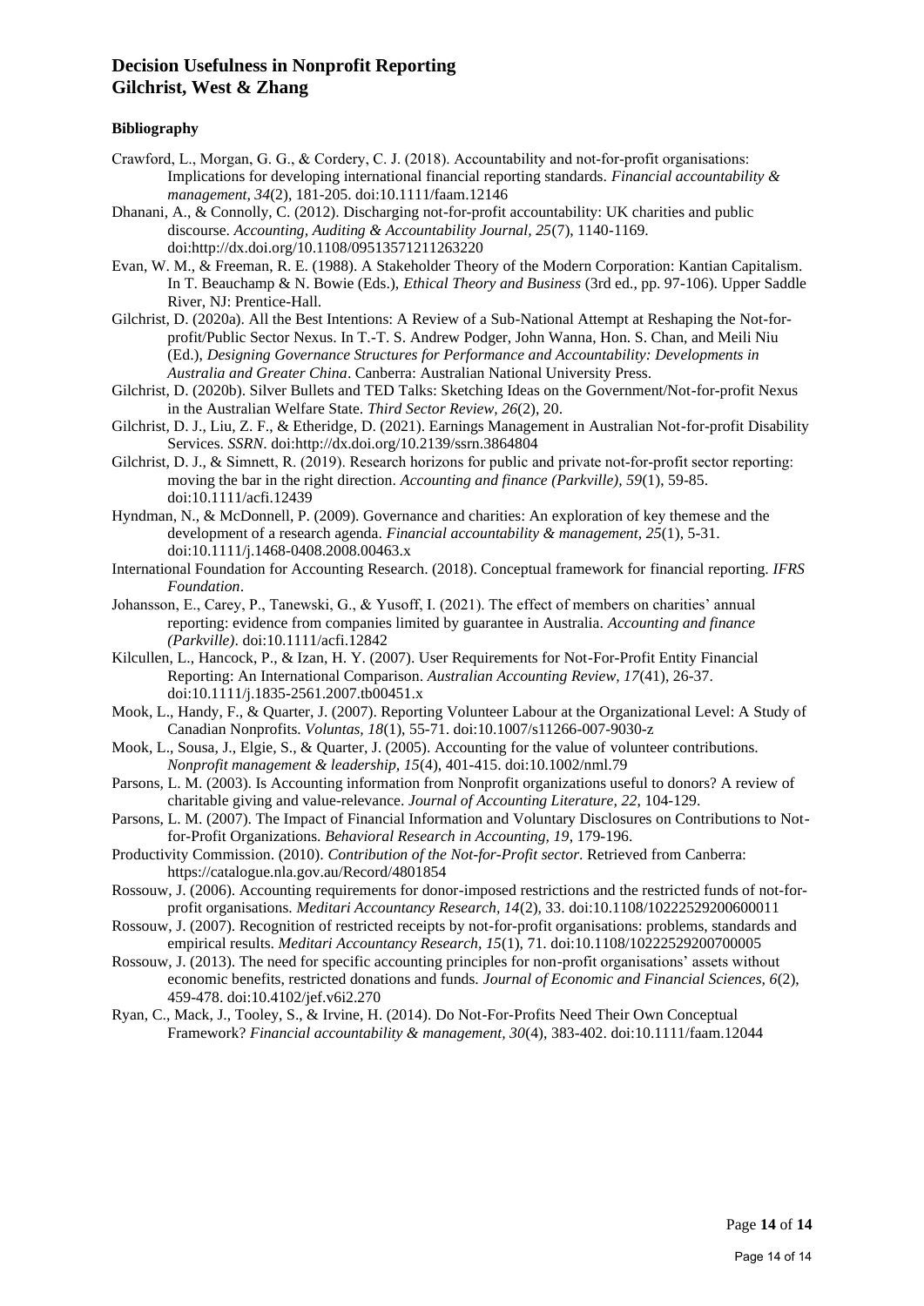**Bibliography**

Crawford, L., Morgan, G. G., & Cordery, C. J. (2018). Accountability and not-for-profit organisations: Implications for developing international financial reporting standards. *Financial accountability & management, 34*(2), 181-205. doi:10.1111/faam.12146

Dhanani, A., & Connolly, C. (2012). Discharging not-for-profit accountability: UK charities and public discourse. *Accounting, Auditing & Accountability Journal, 25*(7), 1140-1169. doi:http://dx.doi.org/10.1108/09513571211263220

Evan, W. M., & Freeman, R. E. (1988). A Stakeholder Theory of the Modern Corporation: Kantian Capitalism. In T. Beauchamp & N. Bowie (Eds.), *Ethical Theory and Business* (3rd ed., pp. 97-106). Upper Saddle River, NJ: Prentice-Hall.

Gilchrist, D. (2020a). All the Best Intentions: A Review of a Sub-National Attempt at Reshaping the Not-for-profit/Public Sector Nexus. In T.-T. S. Andrew Podger, John Wanna, Hon. S. Chan, and Meili Niu (Ed.), *Designing Governance Structures for Performance and Accountability: Developments in Australia and Greater China*. Canberra: Australian National University Press.

Gilchrist, D. (2020b). Silver Bullets and TED Talks: Sketching Ideas on the Government/Not-for-profit Nexus in the Australian Welfare State. *Third Sector Review, 26*(2), 20.

Gilchrist, D. J., Liu, Z. F., & Etheridge, D. (2021). Earnings Management in Australian Not-for-profit Disability Services. *SSRN*. doi:http://dx.doi.org/10.2139/ssrn.3864804

Gilchrist, D. J., & Simnett, R. (2019). Research horizons for public and private not-for-profit sector reporting: moving the bar in the right direction. *Accounting and finance (Parkville), 59*(1), 59-85. doi:10.1111/acfi.12439

Hyndman, N., & McDonnell, P. (2009). Governance and charities: An exploration of key themese and the development of a research agenda. *Financial accountability & management, 25*(1), 5-31. doi:10.1111/j.1468-0408.2008.00463.x

International Foundation for Accounting Research. (2018). Conceptual framework for financial reporting. *IFRS Foundation*.

Johansson, E., Carey, P., Tanewski, G., & Yusoff, I. (2021). The effect of members on charities' annual reporting: evidence from companies limited by guarantee in Australia. *Accounting and finance (Parkville)*. doi:10.1111/acfi.12842

Kilcullen, L., Hancock, P., & Izan, H. Y. (2007). User Requirements for Not-For-Profit Entity Financial Reporting: An International Comparison. *Australian Accounting Review, 17*(41), 26-37. doi:10.1111/j.1835-2561.2007.tb00451.x

Mook, L., Handy, F., & Quarter, J. (2007). Reporting Volunteer Labour at the Organizational Level: A Study of Canadian Nonprofits. *Voluntas, 18*(1), 55-71. doi:10.1007/s11266-007-9030-z

Mook, L., Sousa, J., Elgie, S., & Quarter, J. (2005). Accounting for the value of volunteer contributions. *Nonprofit management & leadership, 15*(4), 401-415. doi:10.1002/nml.79

Parsons, L. M. (2003). Is Accounting information from Nonprofit organizations useful to donors? A review of charitable giving and value-relevance. *Journal of Accounting Literature, 22*, 104-129.

Parsons, L. M. (2007). The Impact of Financial Information and Voluntary Disclosures on Contributions to Not-for-Profit Organizations. *Behavioral Research in Accounting, 19*, 179-196.

Productivity Commission. (2010). *Contribution of the Not-for-Profit sector*. Retrieved from Canberra: https://catalogue.nla.gov.au/Record/4801854

Rossouw, J. (2006). Accounting requirements for donor-imposed restrictions and the restricted funds of not-for-profit organisations. *Meditari Accountancy Research, 14*(2), 33. doi:10.1108/10222529200600011

Rossouw, J. (2007). Recognition of restricted receipts by not-for-profit organisations: problems, standards and empirical results. *Meditari Accountancy Research, 15*(1), 71. doi:10.1108/10222529200700005

Rossouw, J. (2013). The need for specific accounting principles for non-profit organisations' assets without economic benefits, restricted donations and funds. *Journal of Economic and Financial Sciences, 6*(2), 459-478. doi:10.4102/jef.v6i2.270

Ryan, C., Mack, J., Tooley, S., & Irvine, H. (2014). Do Not-For-Profits Need Their Own Conceptual Framework? *Financial accountability & management, 30*(4), 383-402. doi:10.1111/faam.12044